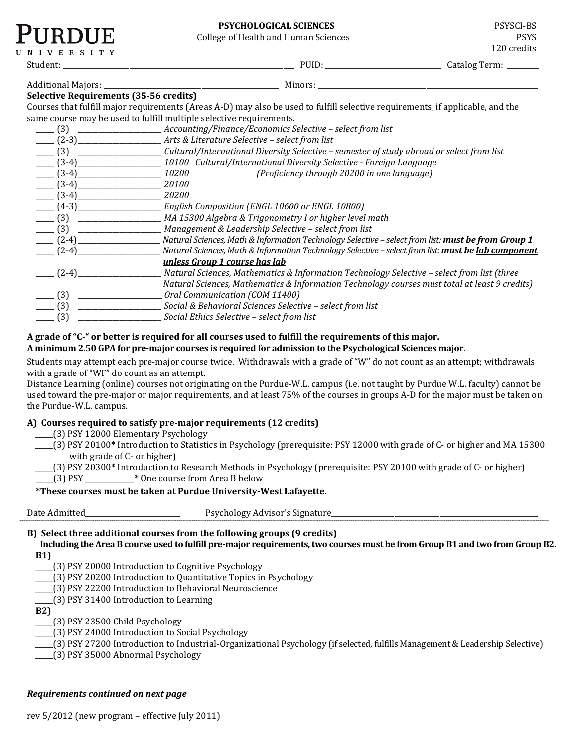**PURDUE UNIVERSITY**

# PSYCHOLOGICAL SCIENCES

College of Health and Human Sciences

PSYSCI-BS
PSYS
120 credits

Student: ______________________________ PUID: ______________________ Catalog Term: ________

Additional Majors: ______________________________ Minors: ______________________________

**Selective Requirements (35-56 credits)**

Courses that fulfill major requirements (Areas A-D) may also be used to fulfill selective requirements, if applicable, and the same course may be used to fulfill multiple selective requirements.

- ____ (3) ____________________ *Accounting/Finance/Economics Selective – select from list*
- ____ (2-3)____________________ *Arts & Literature Selective – select from list*
- ____ (3) ____________________ *Cultural/International Diversity Selective – semester of study abroad or select from list*
- ____ (3-4)____________________ *10100 Cultural/International Diversity Selective - Foreign Language*
- ____ (3-4)____________________ *10200 (Proficiency through 20200 in one language)*
- ____ (3-4)____________________ *20100*
- ____ (3-4)____________________ *20200*
- ____ (4-3)____________________ *English Composition (ENGL 10600 or ENGL 10800)*
- ____ (3) ____________________ *MA 15300 Algebra & Trigonometry I or higher level math*
- ____ (3) ____________________ *Management & Leadership Selective – select from list*
- ____ (2-4)____________________ *Natural Sciences, Math & Information Technology Selective – select from list:* ***must be from Group 1***
- ____ (2-4)____________________ *Natural Sciences, Math & Information Technology Selective – select from list:* ***must be lab component unless Group 1 course has lab***
- ____ (2-4)____________________ *Natural Sciences, Mathematics & Information Technology Selective – select from list (three Natural Sciences, Mathematics & Information Technology courses must total at least 9 credits)*
- ____ (3) ____________________ *Oral Communication (COM 11400)*
- ____ (3) ____________________ *Social & Behavioral Sciences Selective – select from list*
- ____ (3) ____________________ *Social Ethics Selective – select from list*

**A grade of "C-" or better is required for all courses used to fulfill the requirements of this major.**
**A minimum 2.50 GPA for pre-major courses is required for admission to the Psychological Sciences major**.

Students may attempt each pre-major course twice. Withdrawals with a grade of "W" do not count as an attempt; withdrawals with a grade of "WF" do count as an attempt.

Distance Learning (online) courses not originating on the Purdue-W.L. campus (i.e. not taught by Purdue W.L. faculty) cannot be used toward the pre-major or major requirements, and at least 75% of the courses in groups A-D for the major must be taken on the Purdue-W.L. campus.

## A) Courses required to satisfy pre-major requirements (12 credits)

- _____(3) PSY 12000 Elementary Psychology
- _____(3) PSY 20100* Introduction to Statistics in Psychology (prerequisite: PSY 12000 with grade of C- or higher and MA 15300 with grade of C- or higher)
- _____(3) PSY 20300* Introduction to Research Methods in Psychology (prerequisite: PSY 20100 with grade of C- or higher)
- _____(3) PSY ___________* One course from Area B below

***These courses must be taken at Purdue University-West Lafayette.**

Date Admitted______________________ Psychology Advisor's Signature______________________________

## B) Select three additional courses from the following groups (9 credits)

**Including the Area B course used to fulfill pre-major requirements, two courses must be from Group B1 and two from Group B2.**

**B1)**

- _____(3) PSY 20000 Introduction to Cognitive Psychology
- _____(3) PSY 20200 Introduction to Quantitative Topics in Psychology
- _____(3) PSY 22200 Introduction to Behavioral Neuroscience
- _____(3) PSY 31400 Introduction to Learning

**B2)**

- _____(3) PSY 23500 Child Psychology
- _____(3) PSY 24000 Introduction to Social Psychology
- _____(3) PSY 27200 Introduction to Industrial-Organizational Psychology (if selected, fulfills Management & Leadership Selective)
- _____(3) PSY 35000 Abnormal Psychology

***Requirements continued on next page***

rev 5/2012 (new program – effective July 2011)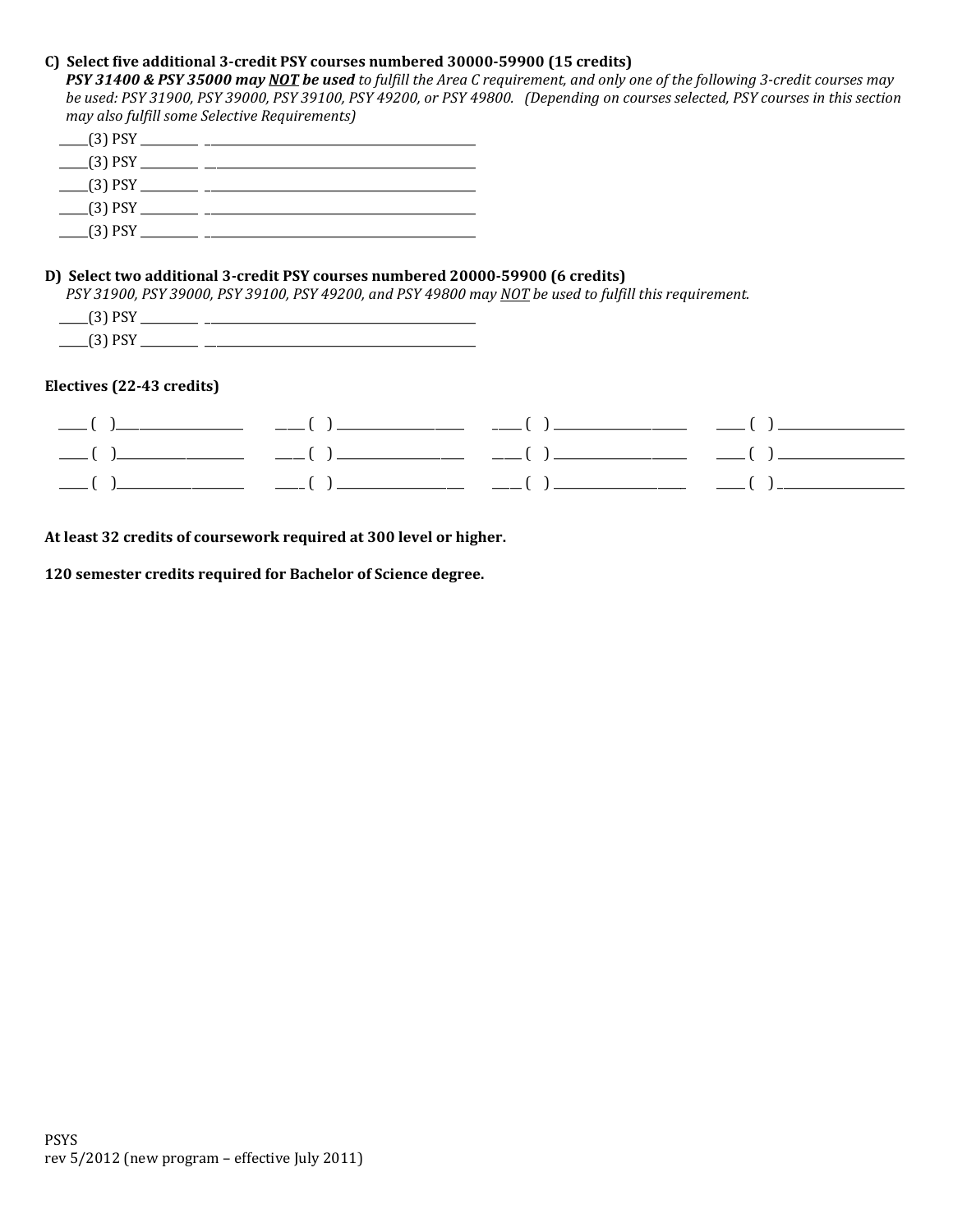**C) Select five additional 3-credit PSY courses numbered 30000-59900 (15 credits)**

***PSY 31400 & PSY 35000 may NOT be used*** *to fulfill the Area C requirement, and only one of the following 3-credit courses may be used: PSY 31900, PSY 39000, PSY 39100, PSY 49200, or PSY 49800. (Depending on courses selected, PSY courses in this section may also fulfill some Selective Requirements)*

_____(3) PSY __________ _______________________________________________

_____(3) PSY __________ _______________________________________________

_____(3) PSY __________ _______________________________________________

_____(3) PSY __________ _______________________________________________

_____(3) PSY __________ _______________________________________________

**D) Select two additional 3-credit PSY courses numbered 20000-59900 (6 credits)**

*PSY 31900, PSY 39000, PSY 39100, PSY 49200, and PSY 49800 may NOT be used to fulfill this requirement.*

_____(3) PSY __________ _______________________________________________

_____(3) PSY __________ _______________________________________________

**Electives (22-43 credits)**

| | | | |
|---|---|---|---|
| _____ ( )______________________ | _____ ( ) ______________________ | _____ ( ) ______________________ | _____ ( ) ______________________ |
| _____ ( )______________________ | _____ ( ) ______________________ | _____ ( ) ______________________ | _____ ( ) ______________________ |
| _____ ( )______________________ | _____ ( ) ______________________ | _____ ( ) ______________________ | _____ ( ) ______________________ |

**At least 32 credits of coursework required at 300 level or higher.**

**120 semester credits required for Bachelor of Science degree.**

PSYS
rev 5/2012 (new program – effective July 2011)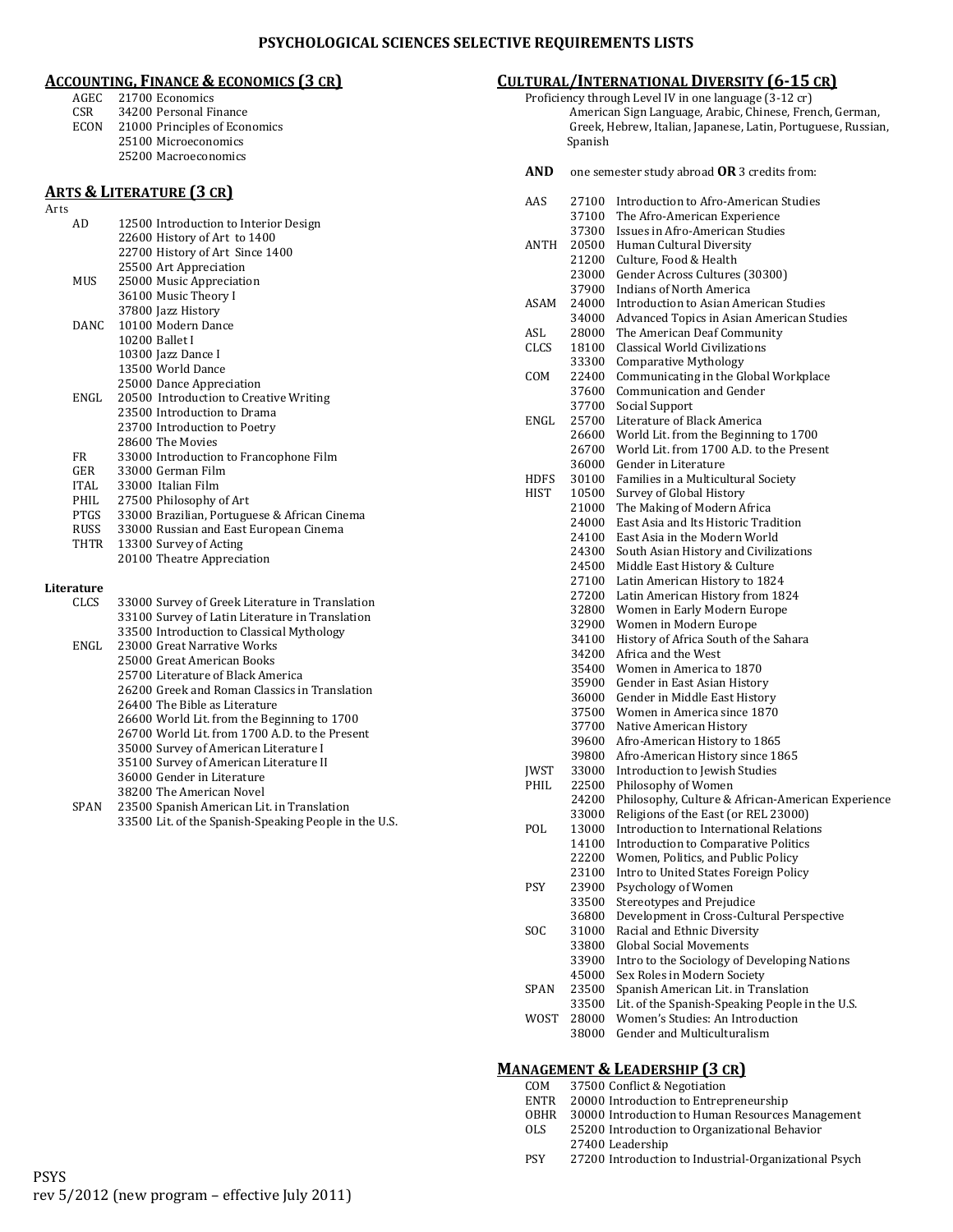# PSYCHOLOGICAL SCIENCES SELECTIVE REQUIREMENTS LISTS

## ACCOUNTING, FINANCE & ECONOMICS (3 CR)

- AGEC 21700 Economics
- CSR 34200 Personal Finance
- ECON 21000 Principles of Economics
  - 25100 Microeconomics
  - 25200 Macroeconomics

## ARTS & LITERATURE (3 CR)

### Arts

- AD 12500 Introduction to Interior Design
  - 22600 History of Art to 1400
  - 22700 History of Art Since 1400
  - 25500 Art Appreciation
- MUS 25000 Music Appreciation
  - 36100 Music Theory I
  - 37800 Jazz History
- DANC 10100 Modern Dance
  - 10200 Ballet I
  - 10300 Jazz Dance I
  - 13500 World Dance
  - 25000 Dance Appreciation
- ENGL 20500 Introduction to Creative Writing
  - 23500 Introduction to Drama
  - 23700 Introduction to Poetry
  - 28600 The Movies
- FR 33000 Introduction to Francophone Film
- GER 33000 German Film
- ITAL 33000 Italian Film
- PHIL 27500 Philosophy of Art
- PTGS 33000 Brazilian, Portuguese & African Cinema
- RUSS 33000 Russian and East European Cinema
- THTR 13300 Survey of Acting
  - 20100 Theatre Appreciation

### Literature

- CLCS 33000 Survey of Greek Literature in Translation
  - 33100 Survey of Latin Literature in Translation
  - 33500 Introduction to Classical Mythology
- ENGL 23000 Great Narrative Works
  - 25000 Great American Books
  - 25700 Literature of Black America
  - 26200 Greek and Roman Classics in Translation
  - 26400 The Bible as Literature
  - 26600 World Lit. from the Beginning to 1700
  - 26700 World Lit. from 1700 A.D. to the Present
  - 35000 Survey of American Literature I
  - 35100 Survey of American Literature II
  - 36000 Gender in Literature
  - 38200 The American Novel
- SPAN 23500 Spanish American Lit. in Translation
  - 33500 Lit. of the Spanish-Speaking People in the U.S.

## CULTURAL/INTERNATIONAL DIVERSITY (6-15 CR)

Proficiency through Level IV in one language (3-12 cr)
American Sign Language, Arabic, Chinese, French, German, Greek, Hebrew, Italian, Japanese, Latin, Portuguese, Russian, Spanish

**AND** one semester study abroad **OR** 3 credits from:

- AAS 27100 Introduction to Afro-American Studies
  - 37100 The Afro-American Experience
  - 37300 Issues in Afro-American Studies
- ANTH 20500 Human Cultural Diversity
  - 21200 Culture, Food & Health
  - 23000 Gender Across Cultures (30300)
  - 37900 Indians of North America
- ASAM 24000 Introduction to Asian American Studies
  - 34000 Advanced Topics in Asian American Studies
- ASL 28000 The American Deaf Community
- CLCS 18100 Classical World Civilizations
  - 33300 Comparative Mythology
- COM 22400 Communicating in the Global Workplace
  - 37600 Communication and Gender
  - 37700 Social Support
- ENGL 25700 Literature of Black America
  - 26600 World Lit. from the Beginning to 1700
  - 26700 World Lit. from 1700 A.D. to the Present
  - 36000 Gender in Literature
- HDFS 30100 Families in a Multicultural Society
- HIST 10500 Survey of Global History
  - 21000 The Making of Modern Africa
  - 24000 East Asia and Its Historic Tradition
  - 24100 East Asia in the Modern World
  - 24300 South Asian History and Civilizations
  - 24500 Middle East History & Culture
  - 27100 Latin American History to 1824
  - 27200 Latin American History from 1824
  - 32800 Women in Early Modern Europe
  - 32900 Women in Modern Europe
  - 34100 History of Africa South of the Sahara
  - 34200 Africa and the West
  - 35400 Women in America to 1870
  - 35900 Gender in East Asian History
  - 36000 Gender in Middle East History
  - 37500 Women in America since 1870
  - 37700 Native American History
  - 39600 Afro-American History to 1865
  - 39800 Afro-American History since 1865
- JWST 33000 Introduction to Jewish Studies
- PHIL 22500 Philosophy of Women
  - 24200 Philosophy, Culture & African-American Experience
  - 33000 Religions of the East (or REL 23000)
- POL 13000 Introduction to International Relations
  - 14100 Introduction to Comparative Politics
  - 22200 Women, Politics, and Public Policy
  - 23100 Intro to United States Foreign Policy
- PSY 23900 Psychology of Women
  - 33500 Stereotypes and Prejudice
  - 36800 Development in Cross-Cultural Perspective
- SOC 31000 Racial and Ethnic Diversity
  - 33800 Global Social Movements
  - 33900 Intro to the Sociology of Developing Nations
  - 45000 Sex Roles in Modern Society
- SPAN 23500 Spanish American Lit. in Translation
  - 33500 Lit. of the Spanish-Speaking People in the U.S.
- WOST 28000 Women's Studies: An Introduction
  - 38000 Gender and Multiculturalism

## MANAGEMENT & LEADERSHIP (3 CR)

- COM 37500 Conflict & Negotiation
- ENTR 20000 Introduction to Entrepreneurship
- OBHR 30000 Introduction to Human Resources Management
- OLS 25200 Introduction to Organizational Behavior
  - 27400 Leadership
- PSY 27200 Introduction to Industrial-Organizational Psych

PSYS
rev 5/2012 (new program – effective July 2011)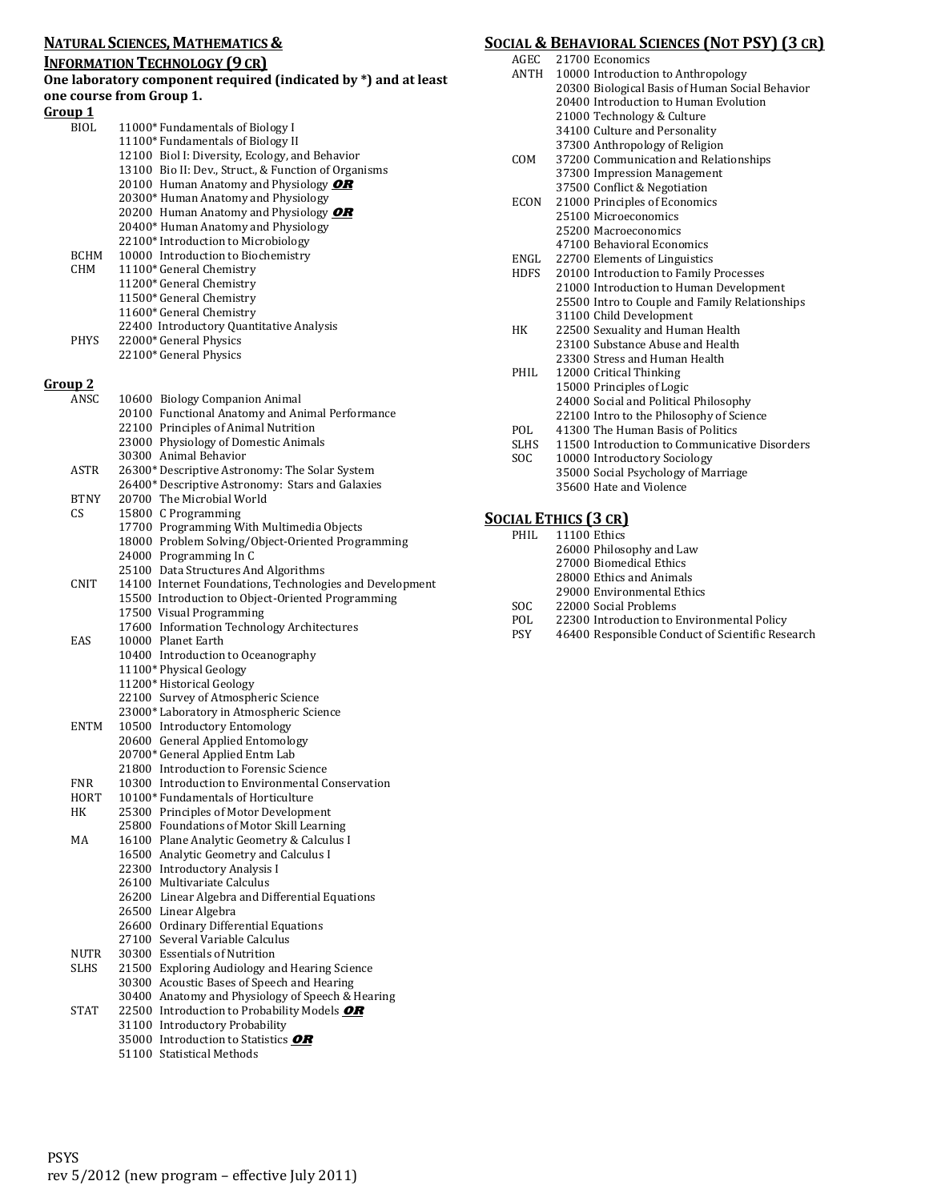## Natural Sciences, Mathematics & Information Technology (9 cr)

**One laboratory component required (indicated by *) and at least one course from Group 1.**

### Group 1

| | |
|---|---|
| BIOL | 11000* Fundamentals of Biology I |
| | 11100* Fundamentals of Biology II |
| | 12100 Biol I: Diversity, Ecology, and Behavior |
| | 13100 Bio II: Dev., Struct., & Function of Organisms |
| | 20100 Human Anatomy and Physiology ***OR*** |
| | 20300* Human Anatomy and Physiology |
| | 20200 Human Anatomy and Physiology ***OR*** |
| | 20400* Human Anatomy and Physiology |
| | 22100* Introduction to Microbiology |
| BCHM | 10000 Introduction to Biochemistry |
| CHM | 11100* General Chemistry |
| | 11200* General Chemistry |
| | 11500* General Chemistry |
| | 11600* General Chemistry |
| | 22400 Introductory Quantitative Analysis |
| PHYS | 22000* General Physics |
| | 22100* General Physics |

### Group 2

| | |
|---|---|
| ANSC | 10600 Biology Companion Animal |
| | 20100 Functional Anatomy and Animal Performance |
| | 22100 Principles of Animal Nutrition |
| | 23000 Physiology of Domestic Animals |
| | 30300 Animal Behavior |
| ASTR | 26300* Descriptive Astronomy: The Solar System |
| | 26400* Descriptive Astronomy: Stars and Galaxies |
| BTNY | 20700 The Microbial World |
| CS | 15800 C Programming |
| | 17700 Programming With Multimedia Objects |
| | 18000 Problem Solving/Object-Oriented Programming |
| | 24000 Programming In C |
| | 25100 Data Structures And Algorithms |
| CNIT | 14100 Internet Foundations, Technologies and Development |
| | 15500 Introduction to Object-Oriented Programming |
| | 17500 Visual Programming |
| | 17600 Information Technology Architectures |
| EAS | 10000 Planet Earth |
| | 10400 Introduction to Oceanography |
| | 11100* Physical Geology |
| | 11200* Historical Geology |
| | 22100 Survey of Atmospheric Science |
| | 23000* Laboratory in Atmospheric Science |
| ENTM | 10500 Introductory Entomology |
| | 20600 General Applied Entomology |
| | 20700* General Applied Entm Lab |
| | 21800 Introduction to Forensic Science |
| FNR | 10300 Introduction to Environmental Conservation |
| HORT | 10100* Fundamentals of Horticulture |
| HK | 25300 Principles of Motor Development |
| | 25800 Foundations of Motor Skill Learning |
| MA | 16100 Plane Analytic Geometry & Calculus I |
| | 16500 Analytic Geometry and Calculus I |
| | 22300 Introductory Analysis I |
| | 26100 Multivariate Calculus |
| | 26200 Linear Algebra and Differential Equations |
| | 26500 Linear Algebra |
| | 26600 Ordinary Differential Equations |
| | 27100 Several Variable Calculus |
| NUTR | 30300 Essentials of Nutrition |
| SLHS | 21500 Exploring Audiology and Hearing Science |
| | 30300 Acoustic Bases of Speech and Hearing |
| | 30400 Anatomy and Physiology of Speech & Hearing |
| STAT | 22500 Introduction to Probability Models ***OR*** |
| | 31100 Introductory Probability |
| | 35000 Introduction to Statistics ***OR*** |
| | 51100 Statistical Methods |

## Social & Behavioral Sciences (Not PSY) (3 cr)

| | |
|---|---|
| AGEC | 21700 Economics |
| ANTH | 10000 Introduction to Anthropology |
| | 20300 Biological Basis of Human Social Behavior |
| | 20400 Introduction to Human Evolution |
| | 21000 Technology & Culture |
| | 34100 Culture and Personality |
| | 37300 Anthropology of Religion |
| COM | 37200 Communication and Relationships |
| | 37300 Impression Management |
| | 37500 Conflict & Negotiation |
| ECON | 21000 Principles of Economics |
| | 25100 Microeconomics |
| | 25200 Macroeconomics |
| | 47100 Behavioral Economics |
| ENGL | 22700 Elements of Linguistics |
| HDFS | 20100 Introduction to Family Processes |
| | 21000 Introduction to Human Development |
| | 25500 Intro to Couple and Family Relationships |
| | 31100 Child Development |
| HK | 22500 Sexuality and Human Health |
| | 23100 Substance Abuse and Health |
| | 23300 Stress and Human Health |
| PHIL | 12000 Critical Thinking |
| | 15000 Principles of Logic |
| | 24000 Social and Political Philosophy |
| | 22100 Intro to the Philosophy of Science |
| POL | 41300 The Human Basis of Politics |
| SLHS | 11500 Introduction to Communicative Disorders |
| SOC | 10000 Introductory Sociology |
| | 35000 Social Psychology of Marriage |
| | 35600 Hate and Violence |

## Social Ethics (3 cr)

| | |
|---|---|
| PHIL | 11100 Ethics |
| | 26000 Philosophy and Law |
| | 27000 Biomedical Ethics |
| | 28000 Ethics and Animals |
| | 29000 Environmental Ethics |
| SOC | 22000 Social Problems |
| POL | 22300 Introduction to Environmental Policy |
| PSY | 46400 Responsible Conduct of Scientific Research |

PSYS
rev 5/2012 (new program – effective July 2011)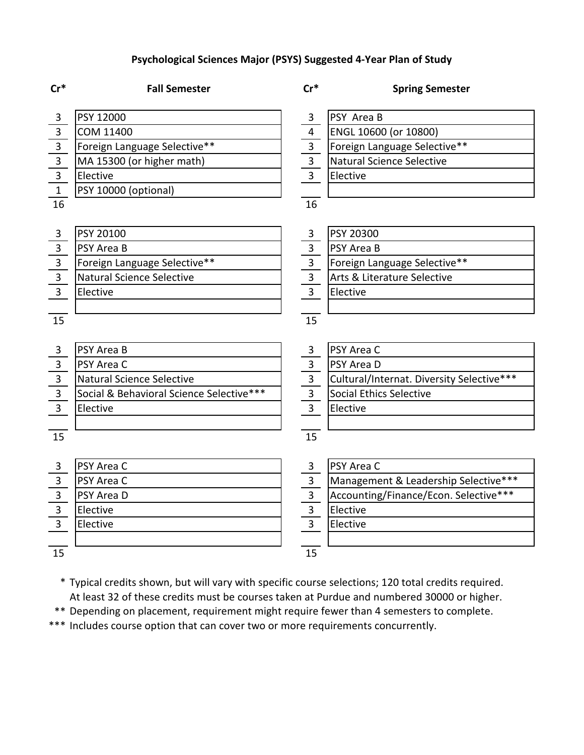**Psychological Sciences Major (PSYS) Suggested 4-Year Plan of Study**

| Cr* | Fall Semester | Cr* | Spring Semester |
|---|---|---|---|
| 3 | PSY 12000 | 3 | PSY Area B |
| 3 | COM 11400 | 4 | ENGL 10600 (or 10800) |
| 3 | Foreign Language Selective** | 3 | Foreign Language Selective** |
| 3 | MA 15300 (or higher math) | 3 | Natural Science Selective |
| 3 | Elective | 3 | Elective |
| 1 | PSY 10000 (optional) | | |
| 16 | | 16 | |

| Cr* | Fall Semester | Cr* | Spring Semester |
|---|---|---|---|
| 3 | PSY 20100 | 3 | PSY 20300 |
| 3 | PSY Area B | 3 | PSY Area B |
| 3 | Foreign Language Selective** | 3 | Foreign Language Selective** |
| 3 | Natural Science Selective | 3 | Arts & Literature Selective |
| 3 | Elective | 3 | Elective |
| | | | |
| 15 | | 15 | |

| Cr* | Fall Semester | Cr* | Spring Semester |
|---|---|---|---|
| 3 | PSY Area B | 3 | PSY Area C |
| 3 | PSY Area C | 3 | PSY Area D |
| 3 | Natural Science Selective | 3 | Cultural/Internat. Diversity Selective*** |
| 3 | Social & Behavioral Science Selective*** | 3 | Social Ethics Selective |
| 3 | Elective | 3 | Elective |
| | | | |
| 15 | | 15 | |

| Cr* | Fall Semester | Cr* | Spring Semester |
|---|---|---|---|
| 3 | PSY Area C | 3 | PSY Area C |
| 3 | PSY Area C | 3 | Management & Leadership Selective*** |
| 3 | PSY Area D | 3 | Accounting/Finance/Econ. Selective*** |
| 3 | Elective | 3 | Elective |
| 3 | Elective | 3 | Elective |
| | | | |
| 15 | | 15 | |

\* Typical credits shown, but will vary with specific course selections; 120 total credits required. At least 32 of these credits must be courses taken at Purdue and numbered 30000 or higher.

\** Depending on placement, requirement might require fewer than 4 semesters to complete.

\*** Includes course option that can cover two or more requirements concurrently.